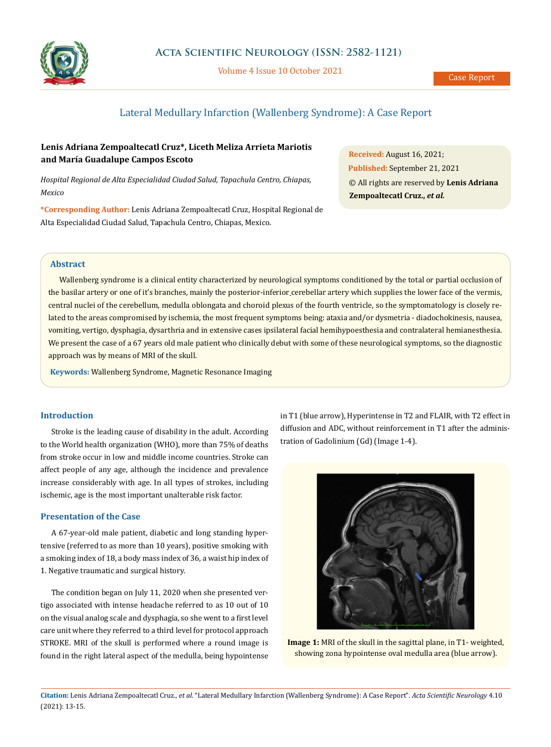# Lateral Medullary Infarction (Wallenberg Syndrome): A Case Report

**Lenis Adriana Zempoaltecatl Cruz\*, Liceth Meliza Arrieta Mariotis and María Guadalupe Campos Escoto**

*Hospital Regional de Alta Especialidad Ciudad Salud, Tapachula Centro, Chiapas, Mexico*

**\*Corresponding Author:** Lenis Adriana Zempoaltecatl Cruz, Hospital Regional de Alta Especialidad Ciudad Salud, Tapachula Centro, Chiapas, Mexico.

**Received:** August 16, 2021;
**Published:** September 21, 2021
© All rights are reserved by **Lenis Adriana Zempoaltecatl Cruz., *et al.***

## Abstract

Wallenberg syndrome is a clinical entity characterized by neurological symptoms conditioned by the total or partial occlusion of the basilar artery or one of it's branches, mainly the posterior-inferior cerebellar artery which supplies the lower face of the vermis, central nuclei of the cerebellum, medulla oblongata and choroid plexus of the fourth ventricle, so the symptomatology is closely related to the areas compromised by ischemia, the most frequent symptoms being: ataxia and/or dysmetria - diadochokinesis, nausea, vomiting, vertigo, dysphagia, dysarthria and in extensive cases ipsilateral facial hemihypoesthesia and contralateral hemianesthesia. We present the case of a 67 years old male patient who clinically debut with some of these neurological symptoms, so the diagnostic approach was by means of MRI of the skull.

**Keywords:** Wallenberg Syndrome, Magnetic Resonance Imaging

## Introduction

Stroke is the leading cause of disability in the adult. According to the World health organization (WHO), more than 75% of deaths from stroke occur in low and middle income countries. Stroke can affect people of any age, although the incidence and prevalence increase considerably with age. In all types of strokes, including ischemic, age is the most important unalterable risk factor.

## Presentation of the Case

A 67-year-old male patient, diabetic and long standing hypertensive (referred to as more than 10 years), positive smoking with a smoking index of 18, a body mass index of 36, a waist hip index of 1. Negative traumatic and surgical history.

The condition began on July 11, 2020 when she presented vertigo associated with intense headache referred to as 10 out of 10 on the visual analog scale and dysphagia, so she went to a first level care unit where they referred to a third level for protocol approach STROKE. MRI of the skull is performed where a round image is found in the right lateral aspect of the medulla, being hypointense in T1 (blue arrow), Hyperintense in T2 and FLAIR, with T2 effect in diffusion and ADC, without reinforcement in T1 after the administration of Gadolinium (Gd) (Image 1-4).

**Image 1:** MRI of the skull in the sagittal plane, in T1- weighted, showing zona hypointense oval medulla area (blue arrow).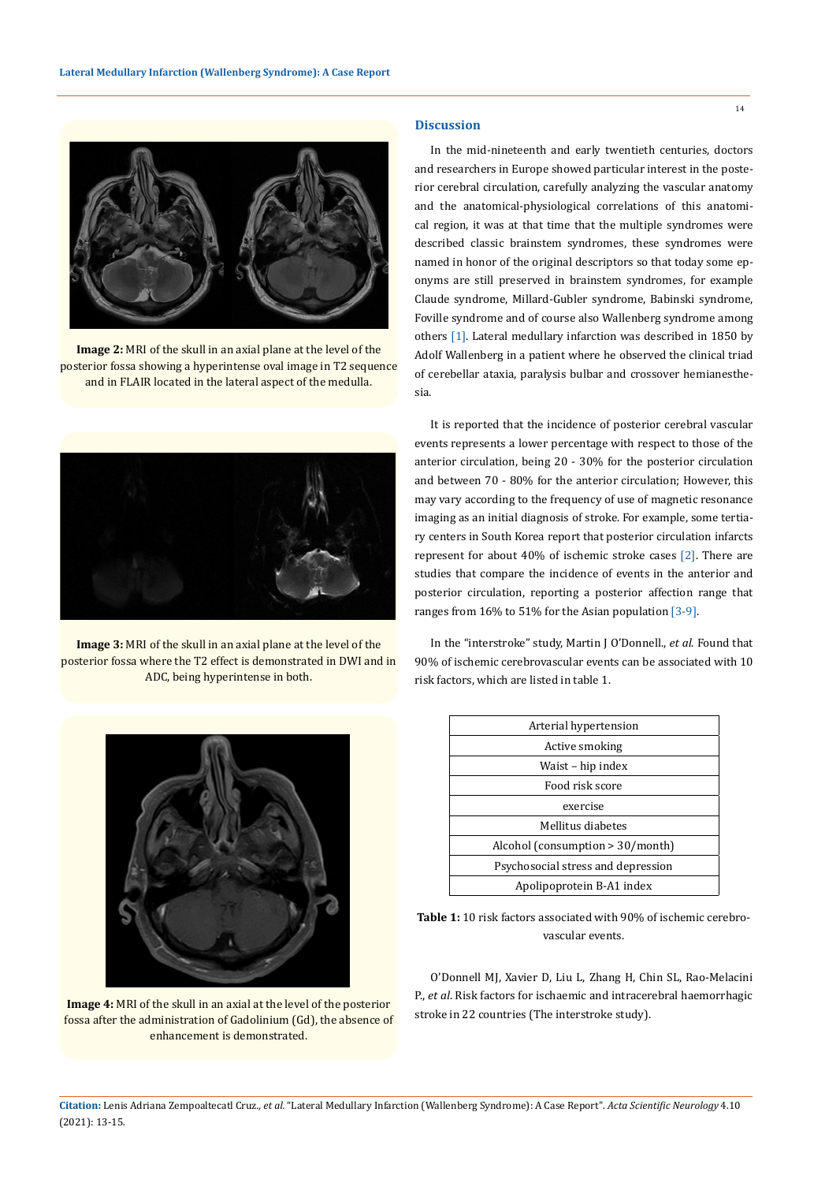**Image 2:** MRI of the skull in an axial plane at the level of the posterior fossa showing a hyperintense oval image in T2 sequence and in FLAIR located in the lateral aspect of the medulla.

**Image 3:** MRI of the skull in an axial plane at the level of the posterior fossa where the T2 effect is demonstrated in DWI and in ADC, being hyperintense in both.

**Image 4:** MRI of the skull in an axial at the level of the posterior fossa after the administration of Gadolinium (Gd), the absence of enhancement is demonstrated.

## Discussion

In the mid-nineteenth and early twentieth centuries, doctors and researchers in Europe showed particular interest in the posterior cerebral circulation, carefully analyzing the vascular anatomy and the anatomical-physiological correlations of this anatomical region, it was at that time that the multiple syndromes were described classic brainstem syndromes, these syndromes were named in honor of the original descriptors so that today some eponyms are still preserved in brainstem syndromes, for example Claude syndrome, Millard-Gubler syndrome, Babinski syndrome, Foville syndrome and of course also Wallenberg syndrome among others [1]. Lateral medullary infarction was described in 1850 by Adolf Wallenberg in a patient where he observed the clinical triad of cerebellar ataxia, paralysis bulbar and crossover hemianesthesia.

It is reported that the incidence of posterior cerebral vascular events represents a lower percentage with respect to those of the anterior circulation, being 20 - 30% for the posterior circulation and between 70 - 80% for the anterior circulation; However, this may vary according to the frequency of use of magnetic resonance imaging as an initial diagnosis of stroke. For example, some tertiary centers in South Korea report that posterior circulation infarcts represent for about 40% of ischemic stroke cases [2]. There are studies that compare the incidence of events in the anterior and posterior circulation, reporting a posterior affection range that ranges from 16% to 51% for the Asian population [3-9].

In the "interstroke" study, Martin J O'Donnell., *et al.* Found that 90% of ischemic cerebrovascular events can be associated with 10 risk factors, which are listed in table 1.

| |
|---|
| Arterial hypertension |
| Active smoking |
| Waist – hip index |
| Food risk score |
| exercise |
| Mellitus diabetes |
| Alcohol (consumption > 30/month) |
| Psychosocial stress and depression |
| Apolipoprotein B-A1 index |

**Table 1:** 10 risk factors associated with 90% of ischemic cerebrovascular events.

O'Donnell MJ, Xavier D, Liu L, Zhang H, Chin SL, Rao-Melacini P., *et al*. Risk factors for ischaemic and intracerebral haemorrhagic stroke in 22 countries (The interstroke study).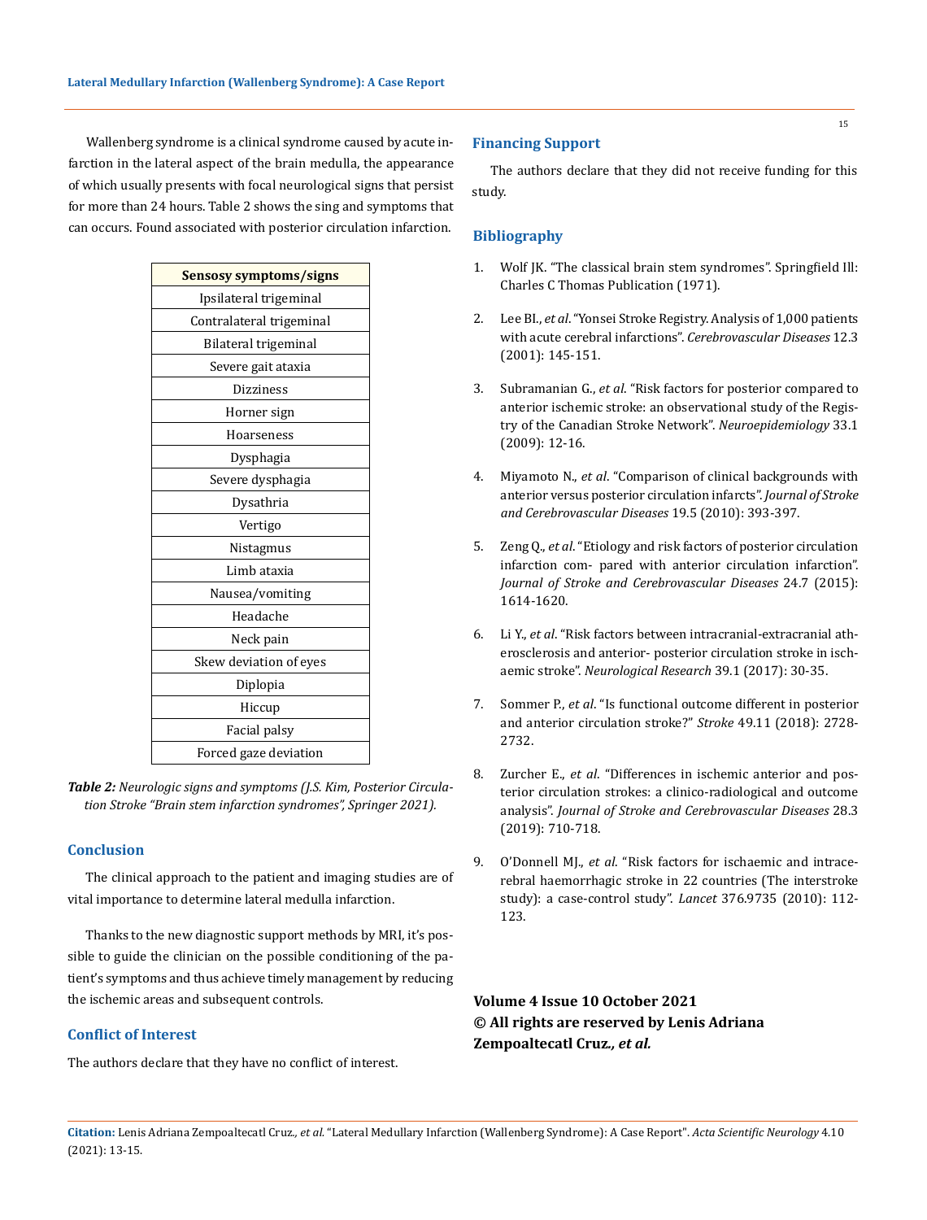Wallenberg syndrome is a clinical syndrome caused by acute infarction in the lateral aspect of the brain medulla, the appearance of which usually presents with focal neurological signs that persist for more than 24 hours. Table 2 shows the sing and symptoms that can occurs. Found associated with posterior circulation infarction.

| Sensosy symptoms/signs |
|---|
| Ipsilateral trigeminal |
| Contralateral trigeminal |
| Bilateral trigeminal |
| Severe gait ataxia |
| Dizziness |
| Horner sign |
| Hoarseness |
| Dysphagia |
| Severe dysphagia |
| Dysathria |
| Vertigo |
| Nistagmus |
| Limb ataxia |
| Nausea/vomiting |
| Headache |
| Neck pain |
| Skew deviation of eyes |
| Diplopia |
| Hiccup |
| Facial palsy |
| Forced gaze deviation |

***Table 2:*** *Neurologic signs and symptoms (J.S. Kim, Posterior Circulation Stroke "Brain stem infarction syndromes", Springer 2021).*

## Conclusion

The clinical approach to the patient and imaging studies are of vital importance to determine lateral medulla infarction.

Thanks to the new diagnostic support methods by MRI, it's possible to guide the clinician on the possible conditioning of the patient's symptoms and thus achieve timely management by reducing the ischemic areas and subsequent controls.

## Conflict of Interest

The authors declare that they have no conflict of interest.

## Financing Support

The authors declare that they did not receive funding for this study.

## Bibliography

1. Wolf JK. "The classical brain stem syndromes". Springfield Ill: Charles C Thomas Publication (1971).
2. Lee BI., *et al*. "Yonsei Stroke Registry. Analysis of 1,000 patients with acute cerebral infarctions". *Cerebrovascular Diseases* 12.3 (2001): 145-151.
3. Subramanian G., *et al*. "Risk factors for posterior compared to anterior ischemic stroke: an observational study of the Registry of the Canadian Stroke Network". *Neuroepidemiology* 33.1 (2009): 12-16.
4. Miyamoto N., *et al*. "Comparison of clinical backgrounds with anterior versus posterior circulation infarcts". *Journal of Stroke and Cerebrovascular Diseases* 19.5 (2010): 393-397.
5. Zeng Q., *et al*. "Etiology and risk factors of posterior circulation infarction com- pared with anterior circulation infarction". *Journal of Stroke and Cerebrovascular Diseases* 24.7 (2015): 1614-1620.
6. Li Y., *et al*. "Risk factors between intracranial-extracranial atherosclerosis and anterior- posterior circulation stroke in ischaemic stroke". *Neurological Research* 39.1 (2017): 30-35.
7. Sommer P., *et al*. "Is functional outcome different in posterior and anterior circulation stroke?" *Stroke* 49.11 (2018): 2728-2732.
8. Zurcher E., *et al*. "Differences in ischemic anterior and posterior circulation strokes: a clinico-radiological and outcome analysis". *Journal of Stroke and Cerebrovascular Diseases* 28.3 (2019): 710-718.
9. O'Donnell MJ., *et al*. "Risk factors for ischaemic and intracerebral haemorrhagic stroke in 22 countries (The interstroke study): a case-control study". *Lancet* 376.9735 (2010): 112-123.

**Volume 4 Issue 10 October 2021**
**© All rights are reserved by Lenis Adriana Zempoaltecatl Cruz.,** ***et al.***